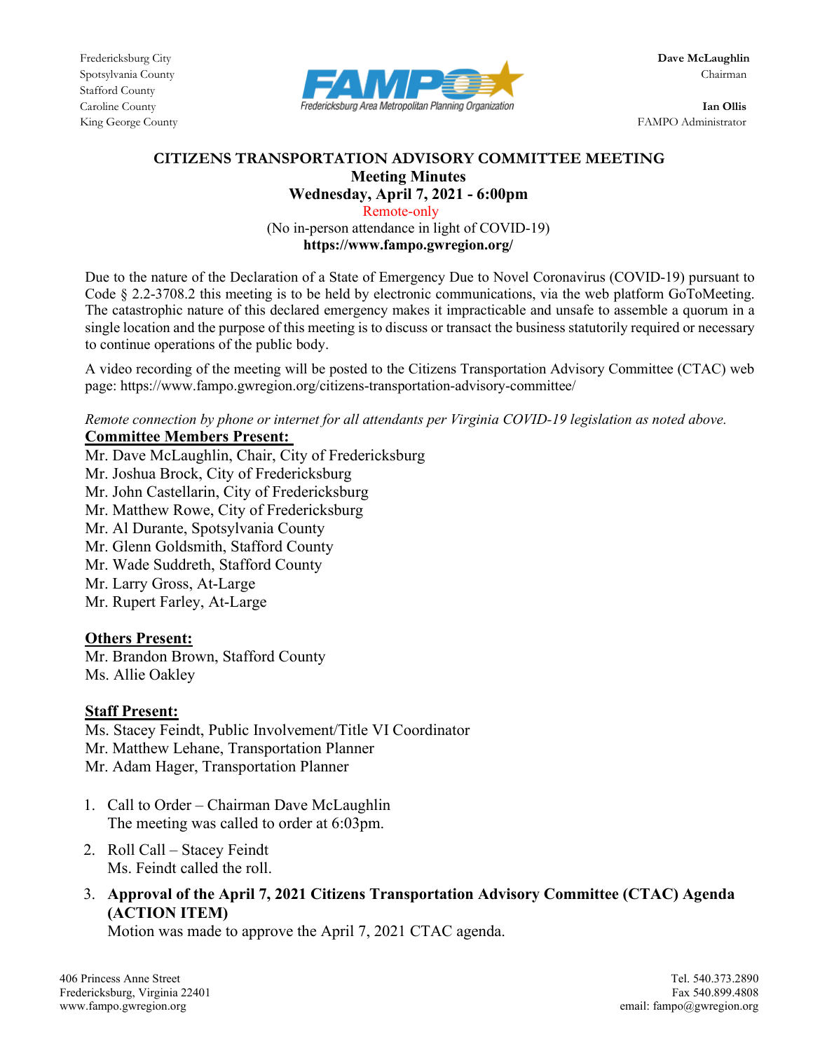Fredericksburg City
Spotsylvania County
Stafford County
Caroline County
King George County

**Dave McLaughlin**
Chairman

**Ian Ollis**
FAMPO Administrator

# CITIZENS TRANSPORTATION ADVISORY COMMITTEE MEETING

## Meeting Minutes

## Wednesday, April 7, 2021 - 6:00pm

Remote-only

(No in-person attendance in light of COVID-19)

**https://www.fampo.gwregion.org/**

Due to the nature of the Declaration of a State of Emergency Due to Novel Coronavirus (COVID-19) pursuant to Code § 2.2-3708.2 this meeting is to be held by electronic communications, via the web platform GoToMeeting. The catastrophic nature of this declared emergency makes it impracticable and unsafe to assemble a quorum in a single location and the purpose of this meeting is to discuss or transact the business statutorily required or necessary to continue operations of the public body.

A video recording of the meeting will be posted to the Citizens Transportation Advisory Committee (CTAC) web page: https://www.fampo.gwregion.org/citizens-transportation-advisory-committee/

*Remote connection by phone or internet for all attendants per Virginia COVID-19 legislation as noted above.*

**Committee Members Present:**

Mr. Dave McLaughlin, Chair, City of Fredericksburg
Mr. Joshua Brock, City of Fredericksburg
Mr. John Castellarin, City of Fredericksburg
Mr. Matthew Rowe, City of Fredericksburg
Mr. Al Durante, Spotsylvania County
Mr. Glenn Goldsmith, Stafford County
Mr. Wade Suddreth, Stafford County
Mr. Larry Gross, At-Large
Mr. Rupert Farley, At-Large

**Others Present:**

Mr. Brandon Brown, Stafford County
Ms. Allie Oakley

**Staff Present:**

Ms. Stacey Feindt, Public Involvement/Title VI Coordinator
Mr. Matthew Lehane, Transportation Planner
Mr. Adam Hager, Transportation Planner

1. Call to Order – Chairman Dave McLaughlin
   The meeting was called to order at 6:03pm.
2. Roll Call – Stacey Feindt
   Ms. Feindt called the roll.
3. **Approval of the April 7, 2021 Citizens Transportation Advisory Committee (CTAC) Agenda (ACTION ITEM)**
   Motion was made to approve the April 7, 2021 CTAC agenda.

406 Princess Anne Street
Fredericksburg, Virginia 22401
www.fampo.gwregion.org

Tel. 540.373.2890
Fax 540.899.4808
email: fampo@gwregion.org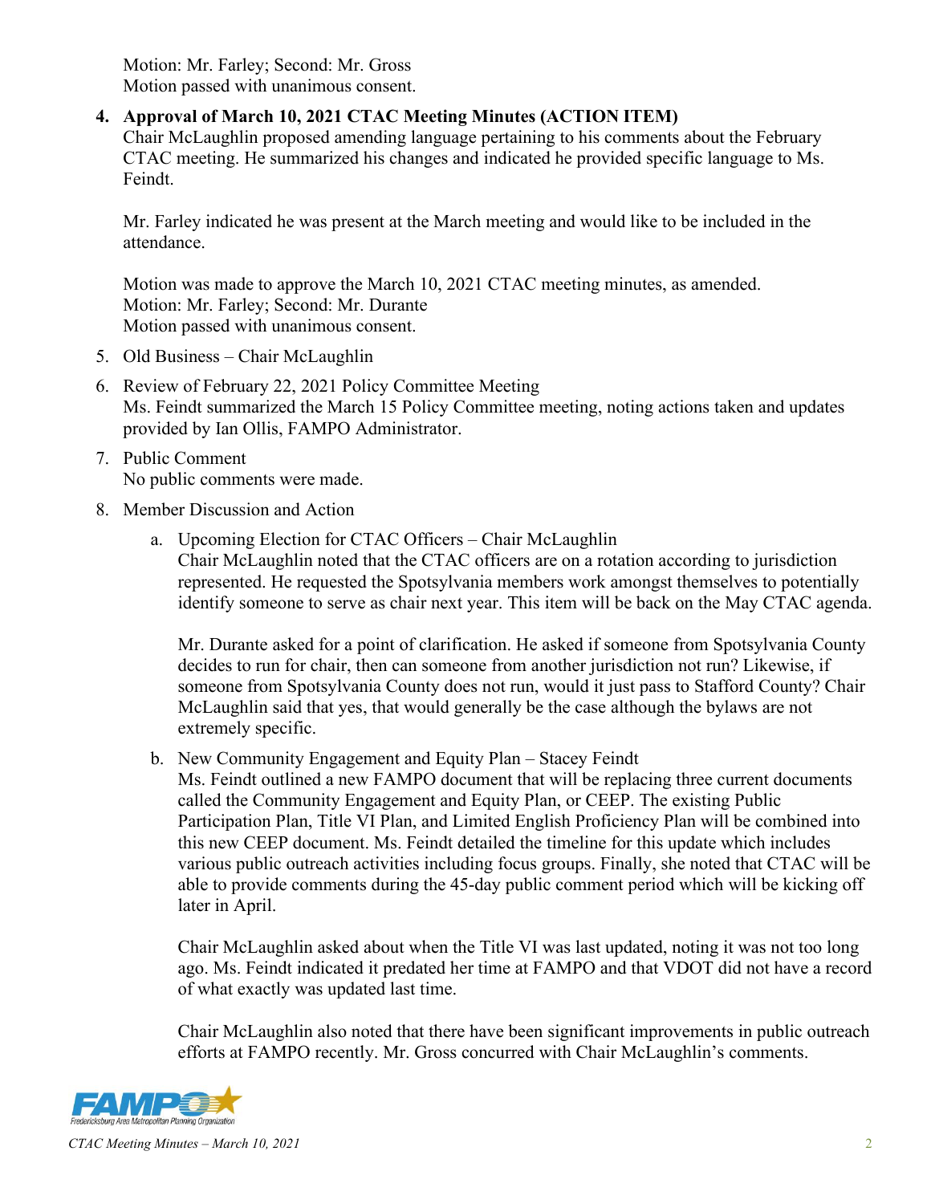Motion: Mr. Farley; Second: Mr. Gross
Motion passed with unanimous consent.

4. **Approval of March 10, 2021 CTAC Meeting Minutes (ACTION ITEM)**
   Chair McLaughlin proposed amending language pertaining to his comments about the February CTAC meeting. He summarized his changes and indicated he provided specific language to Ms. Feindt.

   Mr. Farley indicated he was present at the March meeting and would like to be included in the attendance.

   Motion was made to approve the March 10, 2021 CTAC meeting minutes, as amended.
   Motion: Mr. Farley; Second: Mr. Durante
   Motion passed with unanimous consent.

5. Old Business – Chair McLaughlin

6. Review of February 22, 2021 Policy Committee Meeting
   Ms. Feindt summarized the March 15 Policy Committee meeting, noting actions taken and updates provided by Ian Ollis, FAMPO Administrator.

7. Public Comment
   No public comments were made.

8. Member Discussion and Action
   a. Upcoming Election for CTAC Officers – Chair McLaughlin
      Chair McLaughlin noted that the CTAC officers are on a rotation according to jurisdiction represented. He requested the Spotsylvania members work amongst themselves to potentially identify someone to serve as chair next year. This item will be back on the May CTAC agenda.

      Mr. Durante asked for a point of clarification. He asked if someone from Spotsylvania County decides to run for chair, then can someone from another jurisdiction not run? Likewise, if someone from Spotsylvania County does not run, would it just pass to Stafford County? Chair McLaughlin said that yes, that would generally be the case although the bylaws are not extremely specific.

   b. New Community Engagement and Equity Plan – Stacey Feindt
      Ms. Feindt outlined a new FAMPO document that will be replacing three current documents called the Community Engagement and Equity Plan, or CEEP. The existing Public Participation Plan, Title VI Plan, and Limited English Proficiency Plan will be combined into this new CEEP document. Ms. Feindt detailed the timeline for this update which includes various public outreach activities including focus groups. Finally, she noted that CTAC will be able to provide comments during the 45-day public comment period which will be kicking off later in April.

      Chair McLaughlin asked about when the Title VI was last updated, noting it was not too long ago. Ms. Feindt indicated it predated her time at FAMPO and that VDOT did not have a record of what exactly was updated last time.

      Chair McLaughlin also noted that there have been significant improvements in public outreach efforts at FAMPO recently. Mr. Gross concurred with Chair McLaughlin's comments.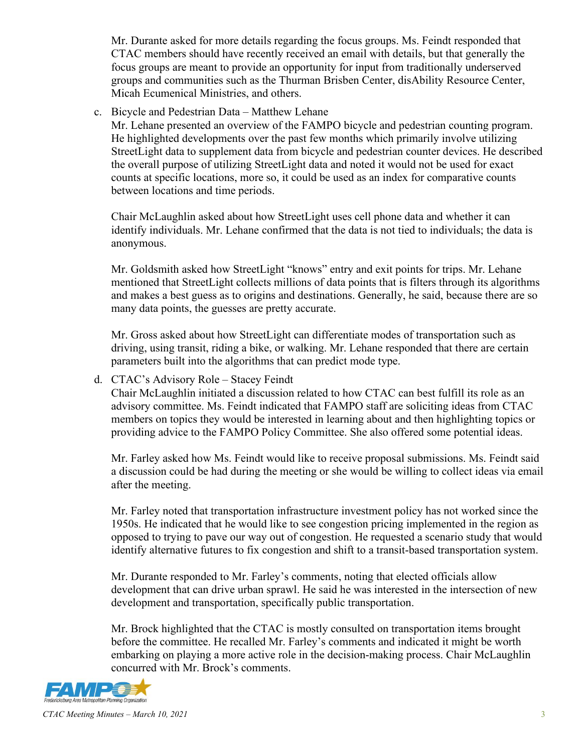Mr. Durante asked for more details regarding the focus groups. Ms. Feindt responded that CTAC members should have recently received an email with details, but that generally the focus groups are meant to provide an opportunity for input from traditionally underserved groups and communities such as the Thurman Brisben Center, disAbility Resource Center, Micah Ecumenical Ministries, and others.

c. Bicycle and Pedestrian Data – Matthew Lehane

Mr. Lehane presented an overview of the FAMPO bicycle and pedestrian counting program. He highlighted developments over the past few months which primarily involve utilizing StreetLight data to supplement data from bicycle and pedestrian counter devices. He described the overall purpose of utilizing StreetLight data and noted it would not be used for exact counts at specific locations, more so, it could be used as an index for comparative counts between locations and time periods.

Chair McLaughlin asked about how StreetLight uses cell phone data and whether it can identify individuals. Mr. Lehane confirmed that the data is not tied to individuals; the data is anonymous.

Mr. Goldsmith asked how StreetLight "knows" entry and exit points for trips. Mr. Lehane mentioned that StreetLight collects millions of data points that is filters through its algorithms and makes a best guess as to origins and destinations. Generally, he said, because there are so many data points, the guesses are pretty accurate.

Mr. Gross asked about how StreetLight can differentiate modes of transportation such as driving, using transit, riding a bike, or walking. Mr. Lehane responded that there are certain parameters built into the algorithms that can predict mode type.

d. CTAC's Advisory Role – Stacey Feindt

Chair McLaughlin initiated a discussion related to how CTAC can best fulfill its role as an advisory committee. Ms. Feindt indicated that FAMPO staff are soliciting ideas from CTAC members on topics they would be interested in learning about and then highlighting topics or providing advice to the FAMPO Policy Committee. She also offered some potential ideas.

Mr. Farley asked how Ms. Feindt would like to receive proposal submissions. Ms. Feindt said a discussion could be had during the meeting or she would be willing to collect ideas via email after the meeting.

Mr. Farley noted that transportation infrastructure investment policy has not worked since the 1950s. He indicated that he would like to see congestion pricing implemented in the region as opposed to trying to pave our way out of congestion. He requested a scenario study that would identify alternative futures to fix congestion and shift to a transit-based transportation system.

Mr. Durante responded to Mr. Farley's comments, noting that elected officials allow development that can drive urban sprawl. He said he was interested in the intersection of new development and transportation, specifically public transportation.

Mr. Brock highlighted that the CTAC is mostly consulted on transportation items brought before the committee. He recalled Mr. Farley's comments and indicated it might be worth embarking on playing a more active role in the decision-making process. Chair McLaughlin concurred with Mr. Brock's comments.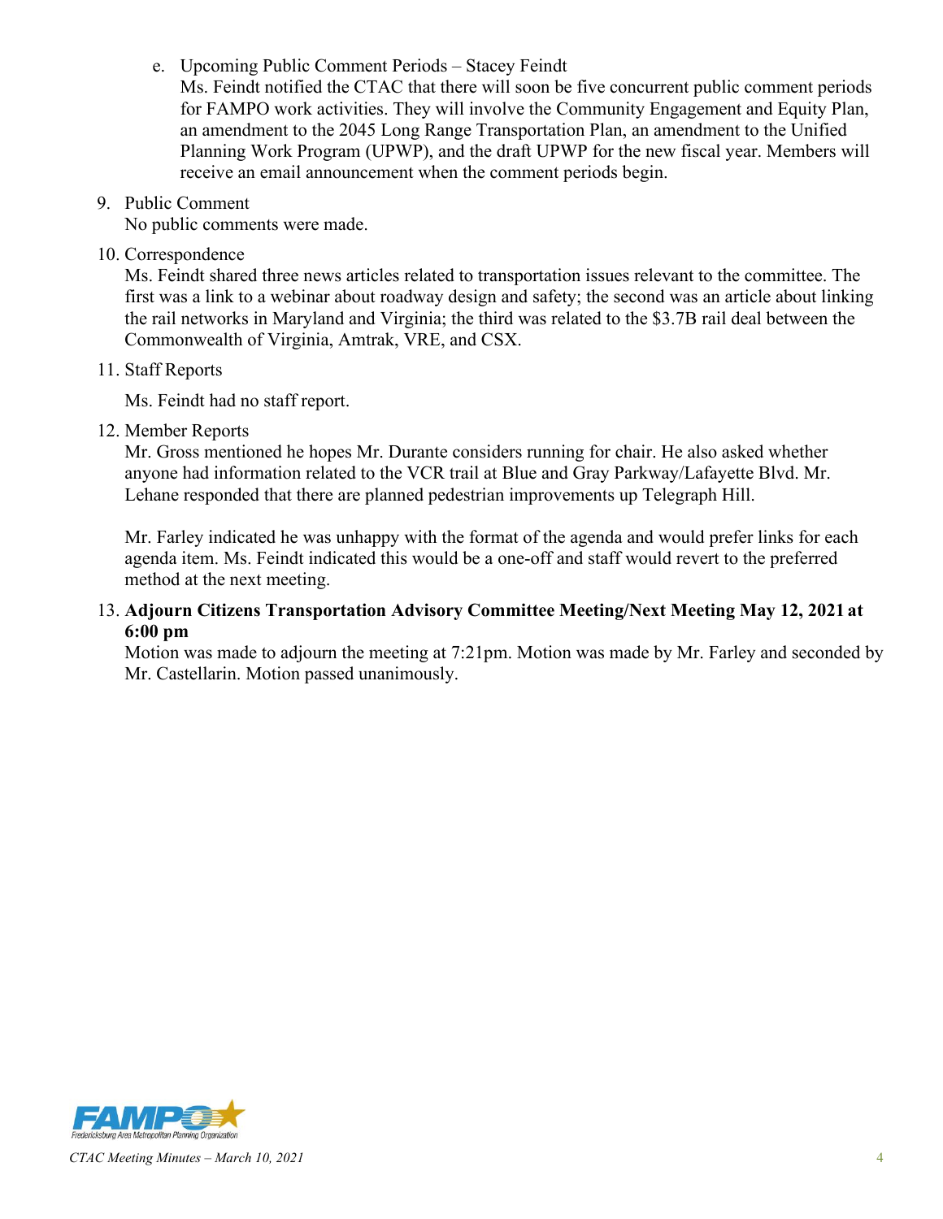e. Upcoming Public Comment Periods – Stacey Feindt
   Ms. Feindt notified the CTAC that there will soon be five concurrent public comment periods for FAMPO work activities. They will involve the Community Engagement and Equity Plan, an amendment to the 2045 Long Range Transportation Plan, an amendment to the Unified Planning Work Program (UPWP), and the draft UPWP for the new fiscal year. Members will receive an email announcement when the comment periods begin.

9. Public Comment
   No public comments were made.

10. Correspondence
    Ms. Feindt shared three news articles related to transportation issues relevant to the committee. The first was a link to a webinar about roadway design and safety; the second was an article about linking the rail networks in Maryland and Virginia; the third was related to the $3.7B rail deal between the Commonwealth of Virginia, Amtrak, VRE, and CSX.

11. Staff Reports

    Ms. Feindt had no staff report.

12. Member Reports
    Mr. Gross mentioned he hopes Mr. Durante considers running for chair. He also asked whether anyone had information related to the VCR trail at Blue and Gray Parkway/Lafayette Blvd. Mr. Lehane responded that there are planned pedestrian improvements up Telegraph Hill.

    Mr. Farley indicated he was unhappy with the format of the agenda and would prefer links for each agenda item. Ms. Feindt indicated this would be a one-off and staff would revert to the preferred method at the next meeting.

13. **Adjourn Citizens Transportation Advisory Committee Meeting/Next Meeting May 12, 2021 at 6:00 pm**
    Motion was made to adjourn the meeting at 7:21pm. Motion was made by Mr. Farley and seconded by Mr. Castellarin. Motion passed unanimously.